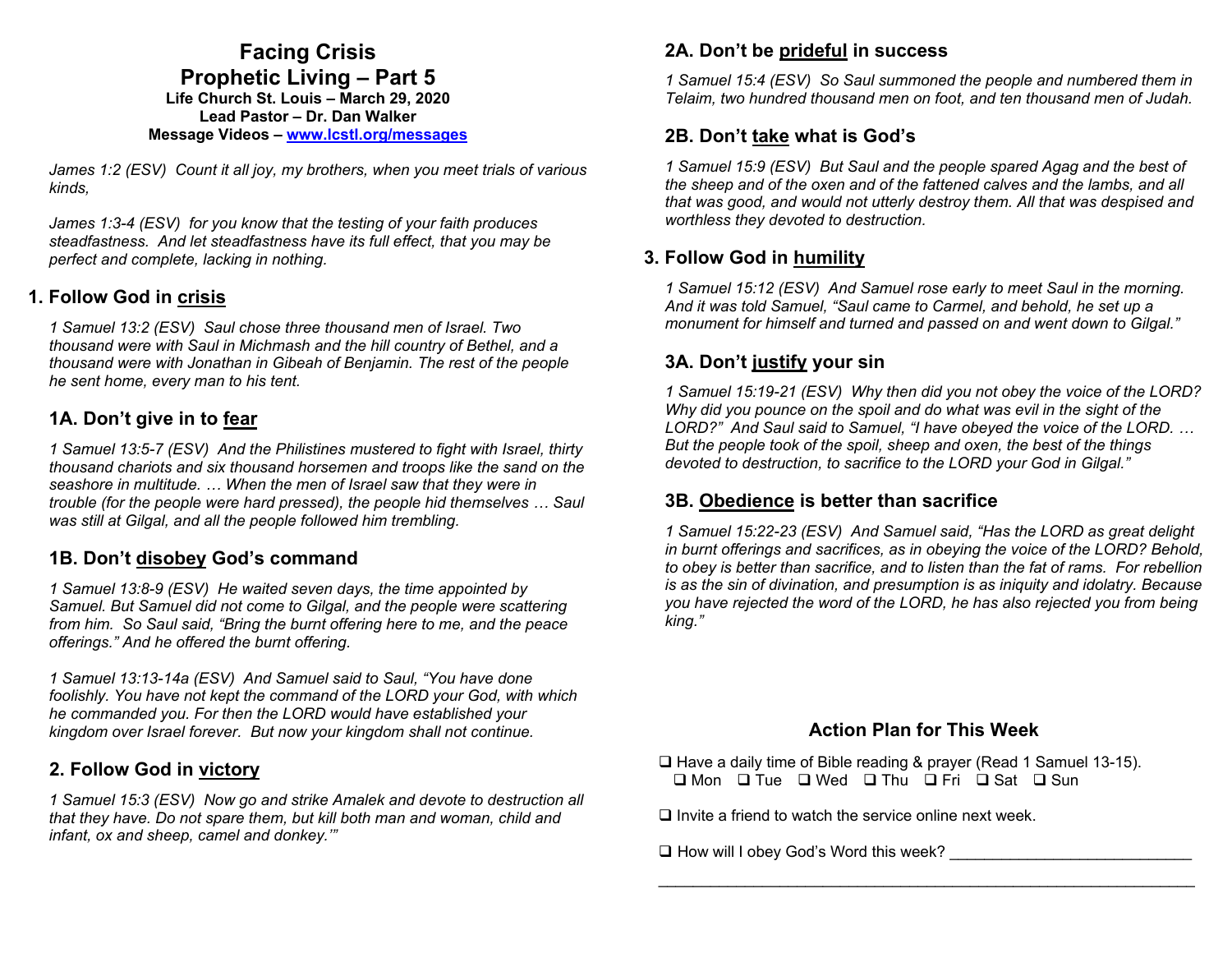# Facing Crisis
# Prophetic Living – Part 5

**Life Church St. Louis – March 29, 2020**
**Lead Pastor – Dr. Dan Walker**
**Message Videos – [www.lcstl.org/messages](http://www.lcstl.org/messages)**

*James 1:2 (ESV) Count it all joy, my brothers, when you meet trials of various kinds,*

*James 1:3-4 (ESV) for you know that the testing of your faith produces steadfastness. And let steadfastness have its full effect, that you may be perfect and complete, lacking in nothing.*

## 1. Follow God in <u>crisis</u>

*1 Samuel 13:2 (ESV) Saul chose three thousand men of Israel. Two thousand were with Saul in Michmash and the hill country of Bethel, and a thousand were with Jonathan in Gibeah of Benjamin. The rest of the people he sent home, every man to his tent.*

### 1A. Don't give in to <u>fear</u>

*1 Samuel 13:5-7 (ESV) And the Philistines mustered to fight with Israel, thirty thousand chariots and six thousand horsemen and troops like the sand on the seashore in multitude. … When the men of Israel saw that they were in trouble (for the people were hard pressed), the people hid themselves … Saul was still at Gilgal, and all the people followed him trembling.*

### 1B. Don't <u>disobey</u> God's command

*1 Samuel 13:8-9 (ESV) He waited seven days, the time appointed by Samuel. But Samuel did not come to Gilgal, and the people were scattering from him. So Saul said, "Bring the burnt offering here to me, and the peace offerings." And he offered the burnt offering.*

*1 Samuel 13:13-14a (ESV) And Samuel said to Saul, "You have done foolishly. You have not kept the command of the LORD your God, with which he commanded you. For then the LORD would have established your kingdom over Israel forever. But now your kingdom shall not continue.*

## 2. Follow God in <u>victory</u>

*1 Samuel 15:3 (ESV) Now go and strike Amalek and devote to destruction all that they have. Do not spare them, but kill both man and woman, child and infant, ox and sheep, camel and donkey.'"*

### 2A. Don't be <u>prideful</u> in success

*1 Samuel 15:4 (ESV) So Saul summoned the people and numbered them in Telaim, two hundred thousand men on foot, and ten thousand men of Judah.*

### 2B. Don't <u>take</u> what is God's

*1 Samuel 15:9 (ESV) But Saul and the people spared Agag and the best of the sheep and of the oxen and of the fattened calves and the lambs, and all that was good, and would not utterly destroy them. All that was despised and worthless they devoted to destruction.*

## 3. Follow God in <u>humility</u>

*1 Samuel 15:12 (ESV) And Samuel rose early to meet Saul in the morning. And it was told Samuel, "Saul came to Carmel, and behold, he set up a monument for himself and turned and passed on and went down to Gilgal."*

### 3A. Don't <u>justify</u> your sin

*1 Samuel 15:19-21 (ESV) Why then did you not obey the voice of the LORD? Why did you pounce on the spoil and do what was evil in the sight of the LORD?" And Saul said to Samuel, "I have obeyed the voice of the LORD. … But the people took of the spoil, sheep and oxen, the best of the things devoted to destruction, to sacrifice to the LORD your God in Gilgal."*

### 3B. <u>Obedience</u> is better than sacrifice

*1 Samuel 15:22-23 (ESV) And Samuel said, "Has the LORD as great delight in burnt offerings and sacrifices, as in obeying the voice of the LORD? Behold, to obey is better than sacrifice, and to listen than the fat of rams. For rebellion is as the sin of divination, and presumption is as iniquity and idolatry. Because you have rejected the word of the LORD, he has also rejected you from being king."*

## Action Plan for This Week

- ❑ Have a daily time of Bible reading & prayer (Read 1 Samuel 13-15).
  ❑ Mon ❑ Tue ❑ Wed ❑ Thu ❑ Fri ❑ Sat ❑ Sun
- ❑ Invite a friend to watch the service online next week.
- ❑ How will I obey God's Word this week? ____________________________

_________________________________________________________________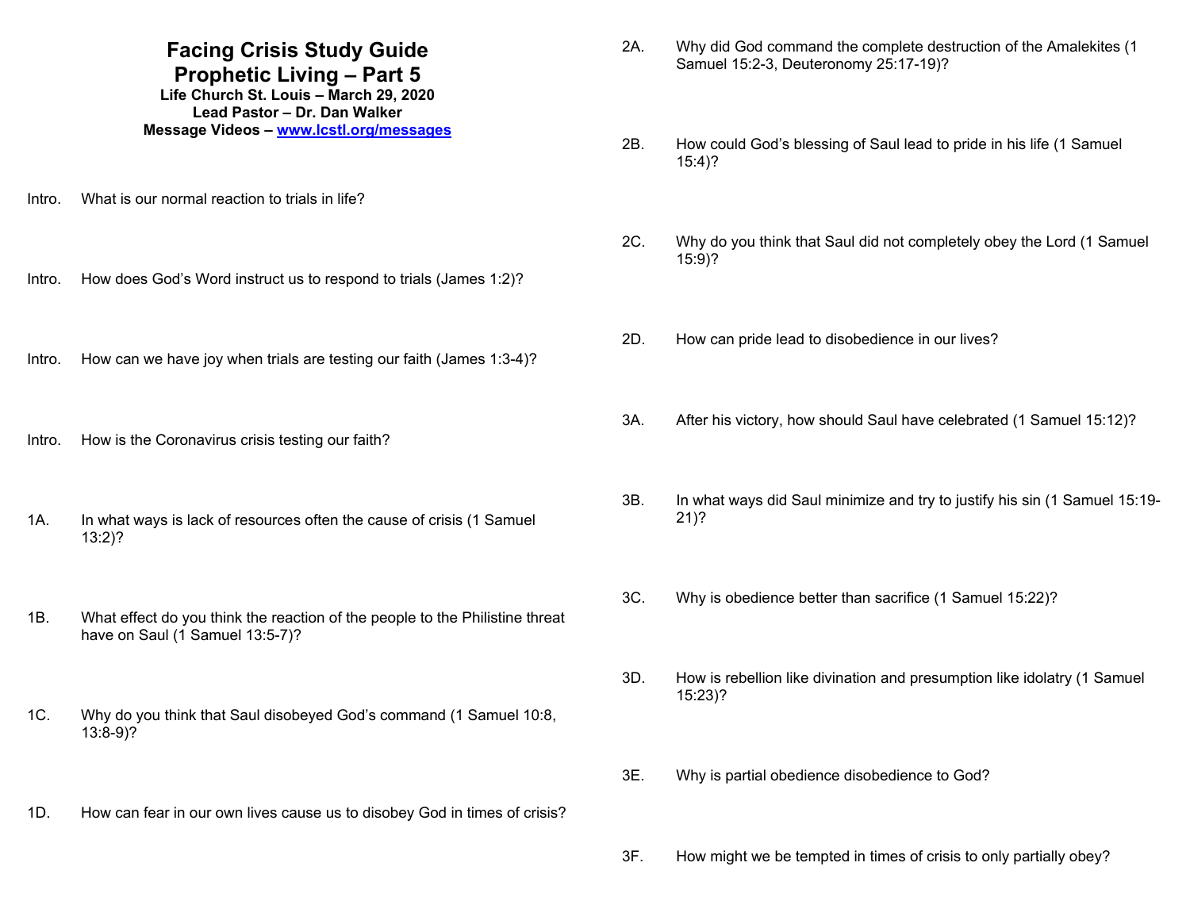# Facing Crisis Study Guide

## Prophetic Living – Part 5

**Life Church St. Louis – March 29, 2020**
**Lead Pastor – Dr. Dan Walker**
**Message Videos – [www.lcstl.org/messages](http://www.lcstl.org/messages)**

Intro. What is our normal reaction to trials in life?

Intro. How does God's Word instruct us to respond to trials (James 1:2)?

Intro. How can we have joy when trials are testing our faith (James 1:3-4)?

Intro. How is the Coronavirus crisis testing our faith?

1A. In what ways is lack of resources often the cause of crisis (1 Samuel 13:2)?

1B. What effect do you think the reaction of the people to the Philistine threat have on Saul (1 Samuel 13:5-7)?

1C. Why do you think that Saul disobeyed God's command (1 Samuel 10:8, 13:8-9)?

1D. How can fear in our own lives cause us to disobey God in times of crisis?

2A. Why did God command the complete destruction of the Amalekites (1 Samuel 15:2-3, Deuteronomy 25:17-19)?

2B. How could God's blessing of Saul lead to pride in his life (1 Samuel 15:4)?

2C. Why do you think that Saul did not completely obey the Lord (1 Samuel 15:9)?

2D. How can pride lead to disobedience in our lives?

3A. After his victory, how should Saul have celebrated (1 Samuel 15:12)?

3B. In what ways did Saul minimize and try to justify his sin (1 Samuel 15:19-21)?

3C. Why is obedience better than sacrifice (1 Samuel 15:22)?

3D. How is rebellion like divination and presumption like idolatry (1 Samuel 15:23)?

3E. Why is partial obedience disobedience to God?

3F. How might we be tempted in times of crisis to only partially obey?